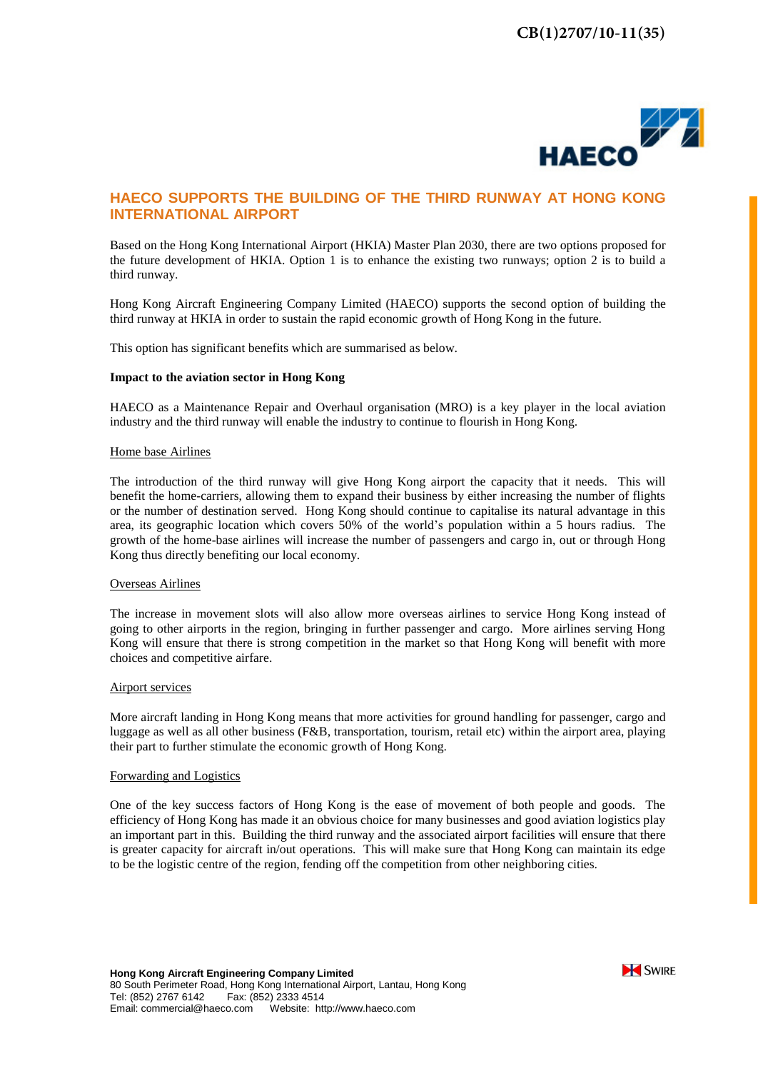CB(1)2707/10-11(35)

HAECO

# HAECO SUPPORTS THE BUILDING OF THE THIRD RUNWAY AT HONG KONG INTERNATIONAL AIRPORT

Based on the Hong Kong International Airport (HKIA) Master Plan 2030, there are two options proposed for the future development of HKIA. Option 1 is to enhance the existing two runways; option 2 is to build a third runway.

Hong Kong Aircraft Engineering Company Limited (HAECO) supports the second option of building the third runway at HKIA in order to sustain the rapid economic growth of Hong Kong in the future.

This option has significant benefits which are summarised as below.

**Impact to the aviation sector in Hong Kong**

HAECO as a Maintenance Repair and Overhaul organisation (MRO) is a key player in the local aviation industry and the third runway will enable the industry to continue to flourish in Hong Kong.

<u>Home base Airlines</u>

The introduction of the third runway will give Hong Kong airport the capacity that it needs. This will benefit the home-carriers, allowing them to expand their business by either increasing the number of flights or the number of destination served. Hong Kong should continue to capitalise its natural advantage in this area, its geographic location which covers 50% of the world's population within a 5 hours radius. The growth of the home-base airlines will increase the number of passengers and cargo in, out or through Hong Kong thus directly benefiting our local economy.

<u>Overseas Airlines</u>

The increase in movement slots will also allow more overseas airlines to service Hong Kong instead of going to other airports in the region, bringing in further passenger and cargo. More airlines serving Hong Kong will ensure that there is strong competition in the market so that Hong Kong will benefit with more choices and competitive airfare.

<u>Airport services</u>

More aircraft landing in Hong Kong means that more activities for ground handling for passenger, cargo and luggage as well as all other business (F&B, transportation, tourism, retail etc) within the airport area, playing their part to further stimulate the economic growth of Hong Kong.

<u>Forwarding and Logistics</u>

One of the key success factors of Hong Kong is the ease of movement of both people and goods. The efficiency of Hong Kong has made it an obvious choice for many businesses and good aviation logistics play an important part in this. Building the third runway and the associated airport facilities will ensure that there is greater capacity for aircraft in/out operations. This will make sure that Hong Kong can maintain its edge to be the logistic centre of the region, fending off the competition from other neighboring cities.

**Hong Kong Aircraft Engineering Company Limited**
80 South Perimeter Road, Hong Kong International Airport, Lantau, Hong Kong
Tel: (852) 2767 6142 Fax: (852) 2333 4514
Email: commercial@haeco.com Website: http://www.haeco.com

SWIRE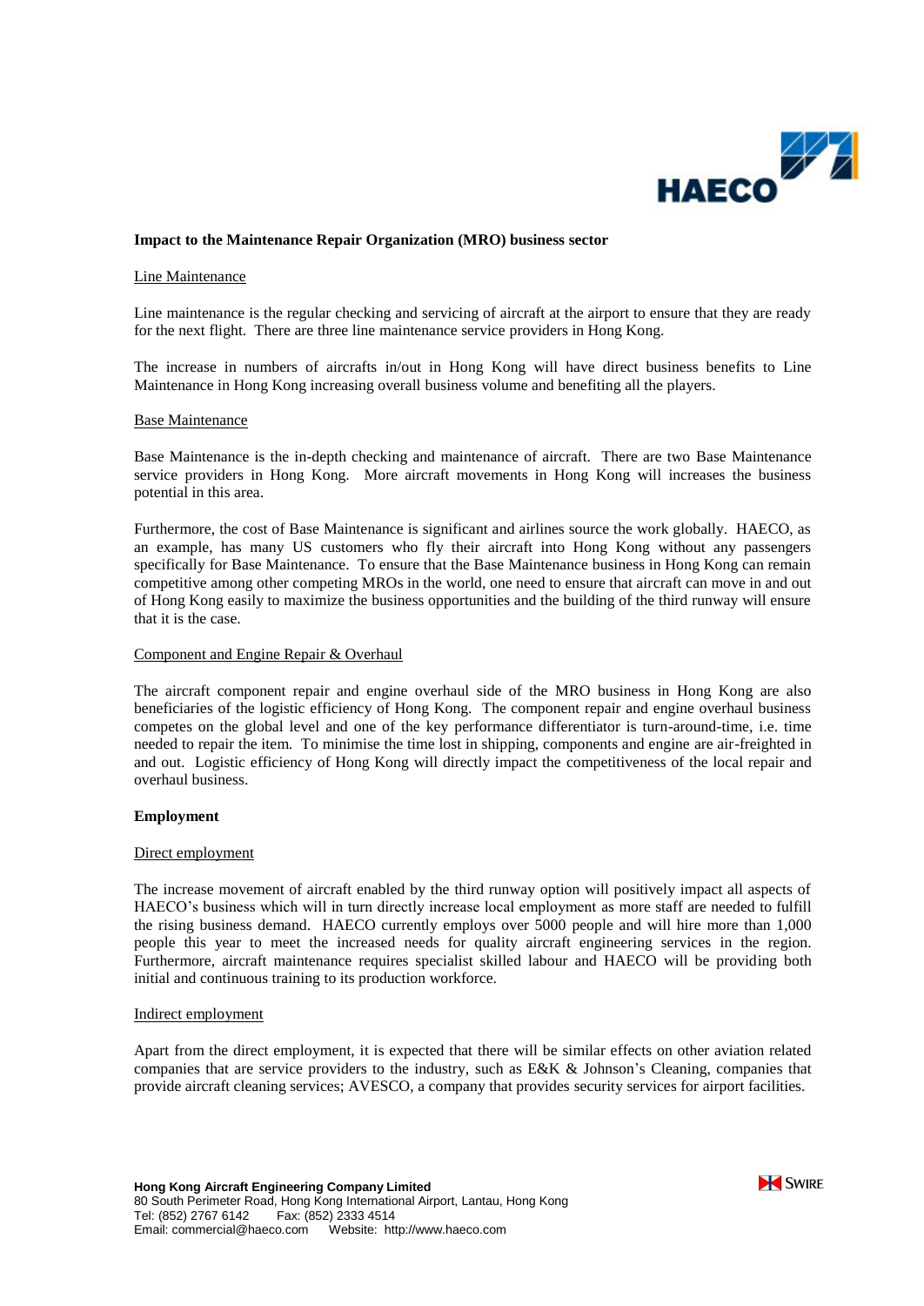**Impact to the Maintenance Repair Organization (MRO) business sector**

Line Maintenance

Line maintenance is the regular checking and servicing of aircraft at the airport to ensure that they are ready for the next flight. There are three line maintenance service providers in Hong Kong.

The increase in numbers of aircrafts in/out in Hong Kong will have direct business benefits to Line Maintenance in Hong Kong increasing overall business volume and benefiting all the players.

Base Maintenance

Base Maintenance is the in-depth checking and maintenance of aircraft. There are two Base Maintenance service providers in Hong Kong. More aircraft movements in Hong Kong will increases the business potential in this area.

Furthermore, the cost of Base Maintenance is significant and airlines source the work globally. HAECO, as an example, has many US customers who fly their aircraft into Hong Kong without any passengers specifically for Base Maintenance. To ensure that the Base Maintenance business in Hong Kong can remain competitive among other competing MROs in the world, one need to ensure that aircraft can move in and out of Hong Kong easily to maximize the business opportunities and the building of the third runway will ensure that it is the case.

Component and Engine Repair & Overhaul

The aircraft component repair and engine overhaul side of the MRO business in Hong Kong are also beneficiaries of the logistic efficiency of Hong Kong. The component repair and engine overhaul business competes on the global level and one of the key performance differentiator is turn-around-time, i.e. time needed to repair the item. To minimise the time lost in shipping, components and engine are air-freighted in and out. Logistic efficiency of Hong Kong will directly impact the competitiveness of the local repair and overhaul business.

**Employment**

Direct employment

The increase movement of aircraft enabled by the third runway option will positively impact all aspects of HAECO's business which will in turn directly increase local employment as more staff are needed to fulfill the rising business demand. HAECO currently employs over 5000 people and will hire more than 1,000 people this year to meet the increased needs for quality aircraft engineering services in the region. Furthermore, aircraft maintenance requires specialist skilled labour and HAECO will be providing both initial and continuous training to its production workforce.

Indirect employment

Apart from the direct employment, it is expected that there will be similar effects on other aviation related companies that are service providers to the industry, such as E&K & Johnson's Cleaning, companies that provide aircraft cleaning services; AVESCO, a company that provides security services for airport facilities.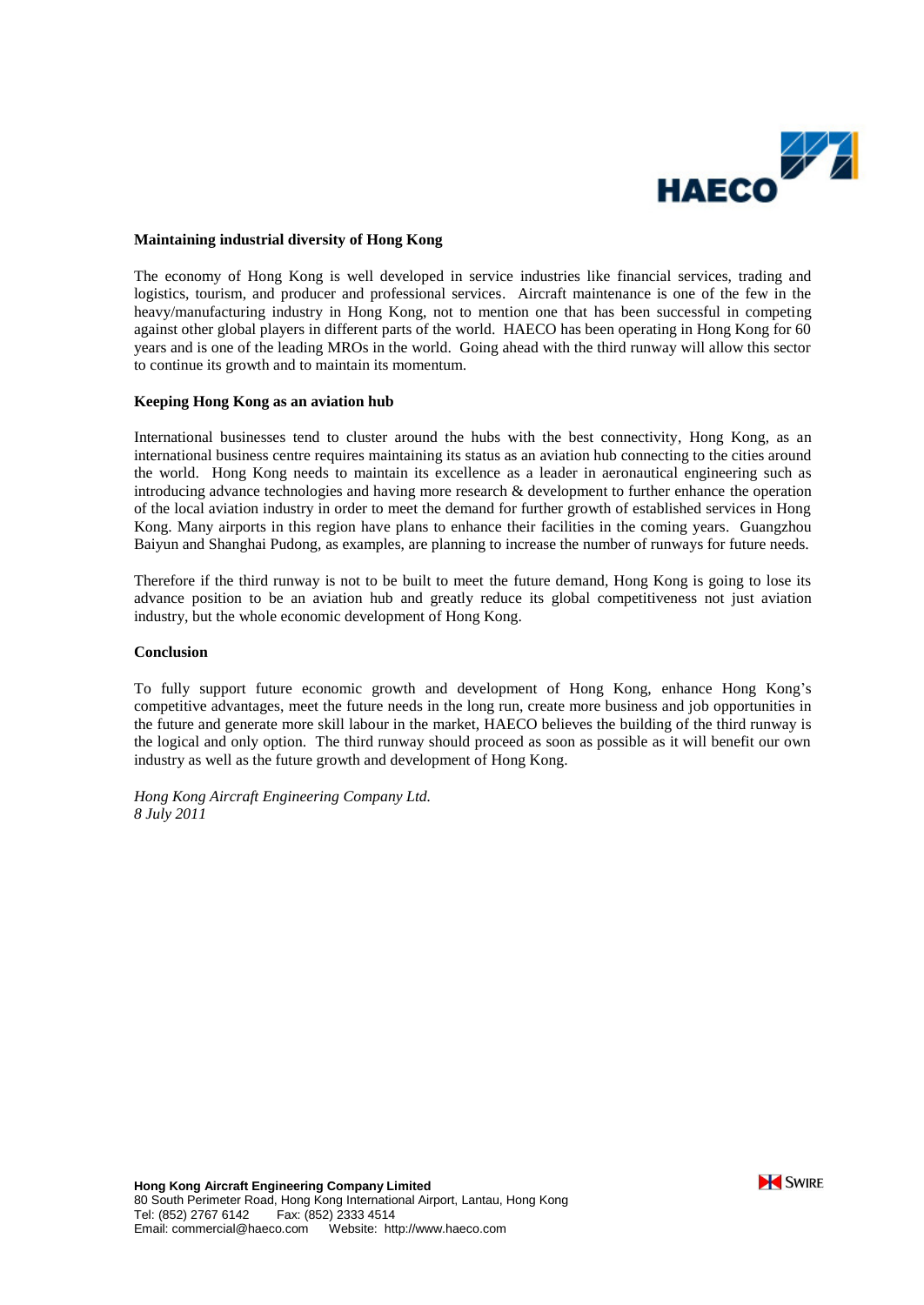**Maintaining industrial diversity of Hong Kong**

The economy of Hong Kong is well developed in service industries like financial services, trading and logistics, tourism, and producer and professional services. Aircraft maintenance is one of the few in the heavy/manufacturing industry in Hong Kong, not to mention one that has been successful in competing against other global players in different parts of the world. HAECO has been operating in Hong Kong for 60 years and is one of the leading MROs in the world. Going ahead with the third runway will allow this sector to continue its growth and to maintain its momentum.

**Keeping Hong Kong as an aviation hub**

International businesses tend to cluster around the hubs with the best connectivity, Hong Kong, as an international business centre requires maintaining its status as an aviation hub connecting to the cities around the world. Hong Kong needs to maintain its excellence as a leader in aeronautical engineering such as introducing advance technologies and having more research & development to further enhance the operation of the local aviation industry in order to meet the demand for further growth of established services in Hong Kong. Many airports in this region have plans to enhance their facilities in the coming years. Guangzhou Baiyun and Shanghai Pudong, as examples, are planning to increase the number of runways for future needs.

Therefore if the third runway is not to be built to meet the future demand, Hong Kong is going to lose its advance position to be an aviation hub and greatly reduce its global competitiveness not just aviation industry, but the whole economic development of Hong Kong.

**Conclusion**

To fully support future economic growth and development of Hong Kong, enhance Hong Kong's competitive advantages, meet the future needs in the long run, create more business and job opportunities in the future and generate more skill labour in the market, HAECO believes the building of the third runway is the logical and only option. The third runway should proceed as soon as possible as it will benefit our own industry as well as the future growth and development of Hong Kong.

*Hong Kong Aircraft Engineering Company Ltd.*
*8 July 2011*

**Hong Kong Aircraft Engineering Company Limited**
80 South Perimeter Road, Hong Kong International Airport, Lantau, Hong Kong
Tel: (852) 2767 6142 Fax: (852) 2333 4514
Email: commercial@haeco.com Website: http://www.haeco.com